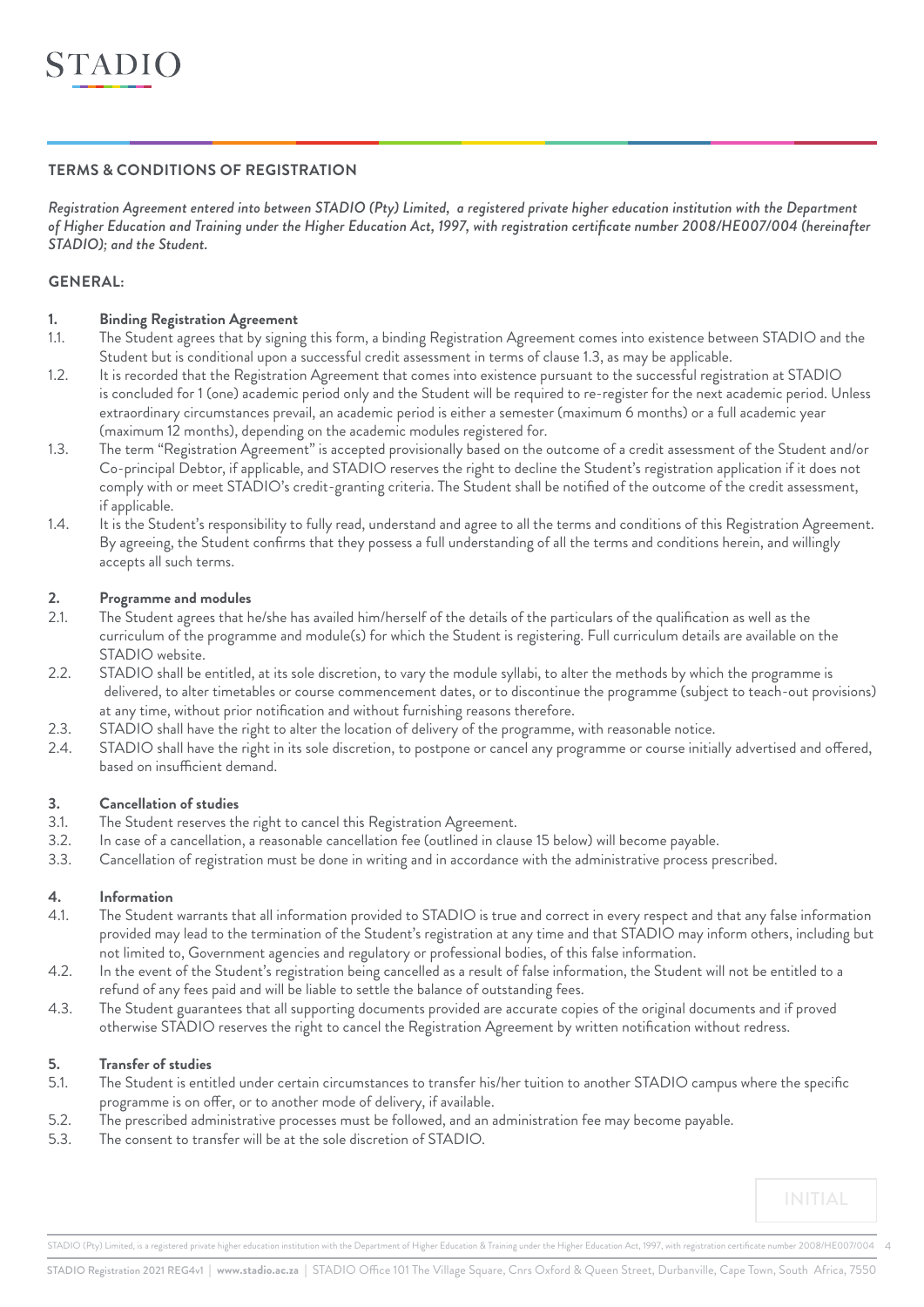STADIO

## TERMS & CONDITIONS OF REGISTRATION

*Registration Agreement entered into between STADIO (Pty) Limited, a registered private higher education institution with the Department of Higher Education and Training under the Higher Education Act, 1997, with registration certificate number 2008/HE007/004 (hereinafter STADIO); and the Student.*

### GENERAL:

**1. Binding Registration Agreement**

1.1. The Student agrees that by signing this form, a binding Registration Agreement comes into existence between STADIO and the Student but is conditional upon a successful credit assessment in terms of clause 1.3, as may be applicable.

1.2. It is recorded that the Registration Agreement that comes into existence pursuant to the successful registration at STADIO is concluded for 1 (one) academic period only and the Student will be required to re-register for the next academic period. Unless extraordinary circumstances prevail, an academic period is either a semester (maximum 6 months) or a full academic year (maximum 12 months), depending on the academic modules registered for.

1.3. The term "Registration Agreement" is accepted provisionally based on the outcome of a credit assessment of the Student and/or Co-principal Debtor, if applicable, and STADIO reserves the right to decline the Student's registration application if it does not comply with or meet STADIO's credit-granting criteria. The Student shall be notified of the outcome of the credit assessment, if applicable.

1.4. It is the Student's responsibility to fully read, understand and agree to all the terms and conditions of this Registration Agreement. By agreeing, the Student confirms that they possess a full understanding of all the terms and conditions herein, and willingly accepts all such terms.

**2. Programme and modules**

2.1. The Student agrees that he/she has availed him/herself of the details of the particulars of the qualification as well as the curriculum of the programme and module(s) for which the Student is registering. Full curriculum details are available on the STADIO website.

2.2. STADIO shall be entitled, at its sole discretion, to vary the module syllabi, to alter the methods by which the programme is delivered, to alter timetables or course commencement dates, or to discontinue the programme (subject to teach-out provisions) at any time, without prior notification and without furnishing reasons therefore.

2.3. STADIO shall have the right to alter the location of delivery of the programme, with reasonable notice.

2.4. STADIO shall have the right in its sole discretion, to postpone or cancel any programme or course initially advertised and offered, based on insufficient demand.

**3. Cancellation of studies**

3.1. The Student reserves the right to cancel this Registration Agreement.

3.2. In case of a cancellation, a reasonable cancellation fee (outlined in clause 15 below) will become payable.

3.3. Cancellation of registration must be done in writing and in accordance with the administrative process prescribed.

**4. Information**

4.1. The Student warrants that all information provided to STADIO is true and correct in every respect and that any false information provided may lead to the termination of the Student's registration at any time and that STADIO may inform others, including but not limited to, Government agencies and regulatory or professional bodies, of this false information.

4.2. In the event of the Student's registration being cancelled as a result of false information, the Student will not be entitled to a refund of any fees paid and will be liable to settle the balance of outstanding fees.

4.3. The Student guarantees that all supporting documents provided are accurate copies of the original documents and if proved otherwise STADIO reserves the right to cancel the Registration Agreement by written notification without redress.

**5. Transfer of studies**

5.1. The Student is entitled under certain circumstances to transfer his/her tuition to another STADIO campus where the specific programme is on offer, or to another mode of delivery, if available.

5.2. The prescribed administrative processes must be followed, and an administration fee may become payable.

5.3. The consent to transfer will be at the sole discretion of STADIO.

INITIAL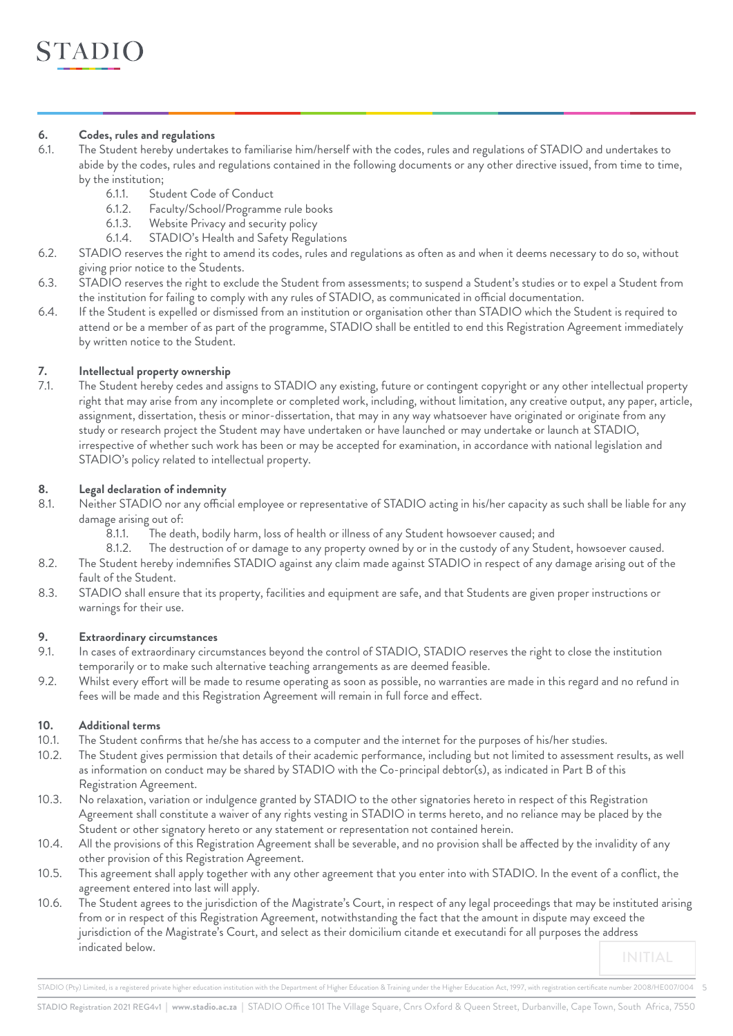## 6. Codes, rules and regulations

6.1. The Student hereby undertakes to familiarise him/herself with the codes, rules and regulations of STADIO and undertakes to abide by the codes, rules and regulations contained in the following documents or any other directive issued, from time to time, by the institution;

- 6.1.1. Student Code of Conduct
- 6.1.2. Faculty/School/Programme rule books
- 6.1.3. Website Privacy and security policy
- 6.1.4. STADIO's Health and Safety Regulations

6.2. STADIO reserves the right to amend its codes, rules and regulations as often as and when it deems necessary to do so, without giving prior notice to the Students.

6.3. STADIO reserves the right to exclude the Student from assessments; to suspend a Student's studies or to expel a Student from the institution for failing to comply with any rules of STADIO, as communicated in official documentation.

6.4. If the Student is expelled or dismissed from an institution or organisation other than STADIO which the Student is required to attend or be a member of as part of the programme, STADIO shall be entitled to end this Registration Agreement immediately by written notice to the Student.

## 7. Intellectual property ownership

7.1. The Student hereby cedes and assigns to STADIO any existing, future or contingent copyright or any other intellectual property right that may arise from any incomplete or completed work, including, without limitation, any creative output, any paper, article, assignment, dissertation, thesis or minor-dissertation, that may in any way whatsoever have originated or originate from any study or research project the Student may have undertaken or have launched or may undertake or launch at STADIO, irrespective of whether such work has been or may be accepted for examination, in accordance with national legislation and STADIO's policy related to intellectual property.

## 8. Legal declaration of indemnity

8.1. Neither STADIO nor any official employee or representative of STADIO acting in his/her capacity as such shall be liable for any damage arising out of:

- 8.1.1. The death, bodily harm, loss of health or illness of any Student howsoever caused; and
- 8.1.2. The destruction of or damage to any property owned by or in the custody of any Student, howsoever caused.

8.2. The Student hereby indemnifies STADIO against any claim made against STADIO in respect of any damage arising out of the fault of the Student.

8.3. STADIO shall ensure that its property, facilities and equipment are safe, and that Students are given proper instructions or warnings for their use.

## 9. Extraordinary circumstances

9.1. In cases of extraordinary circumstances beyond the control of STADIO, STADIO reserves the right to close the institution temporarily or to make such alternative teaching arrangements as are deemed feasible.

9.2. Whilst every effort will be made to resume operating as soon as possible, no warranties are made in this regard and no refund in fees will be made and this Registration Agreement will remain in full force and effect.

## 10. Additional terms

10.1. The Student confirms that he/she has access to a computer and the internet for the purposes of his/her studies.

10.2. The Student gives permission that details of their academic performance, including but not limited to assessment results, as well as information on conduct may be shared by STADIO with the Co-principal debtor(s), as indicated in Part B of this Registration Agreement.

10.3. No relaxation, variation or indulgence granted by STADIO to the other signatories hereto in respect of this Registration Agreement shall constitute a waiver of any rights vesting in STADIO in terms hereto, and no reliance may be placed by the Student or other signatory hereto or any statement or representation not contained herein.

10.4. All the provisions of this Registration Agreement shall be severable, and no provision shall be affected by the invalidity of any other provision of this Registration Agreement.

10.5. This agreement shall apply together with any other agreement that you enter into with STADIO. In the event of a conflict, the agreement entered into last will apply.

10.6. The Student agrees to the jurisdiction of the Magistrate's Court, in respect of any legal proceedings that may be instituted arising from or in respect of this Registration Agreement, notwithstanding the fact that the amount in dispute may exceed the jurisdiction of the Magistrate's Court, and select as their domicilium citande et executandi for all purposes the address indicated below.

INITIAL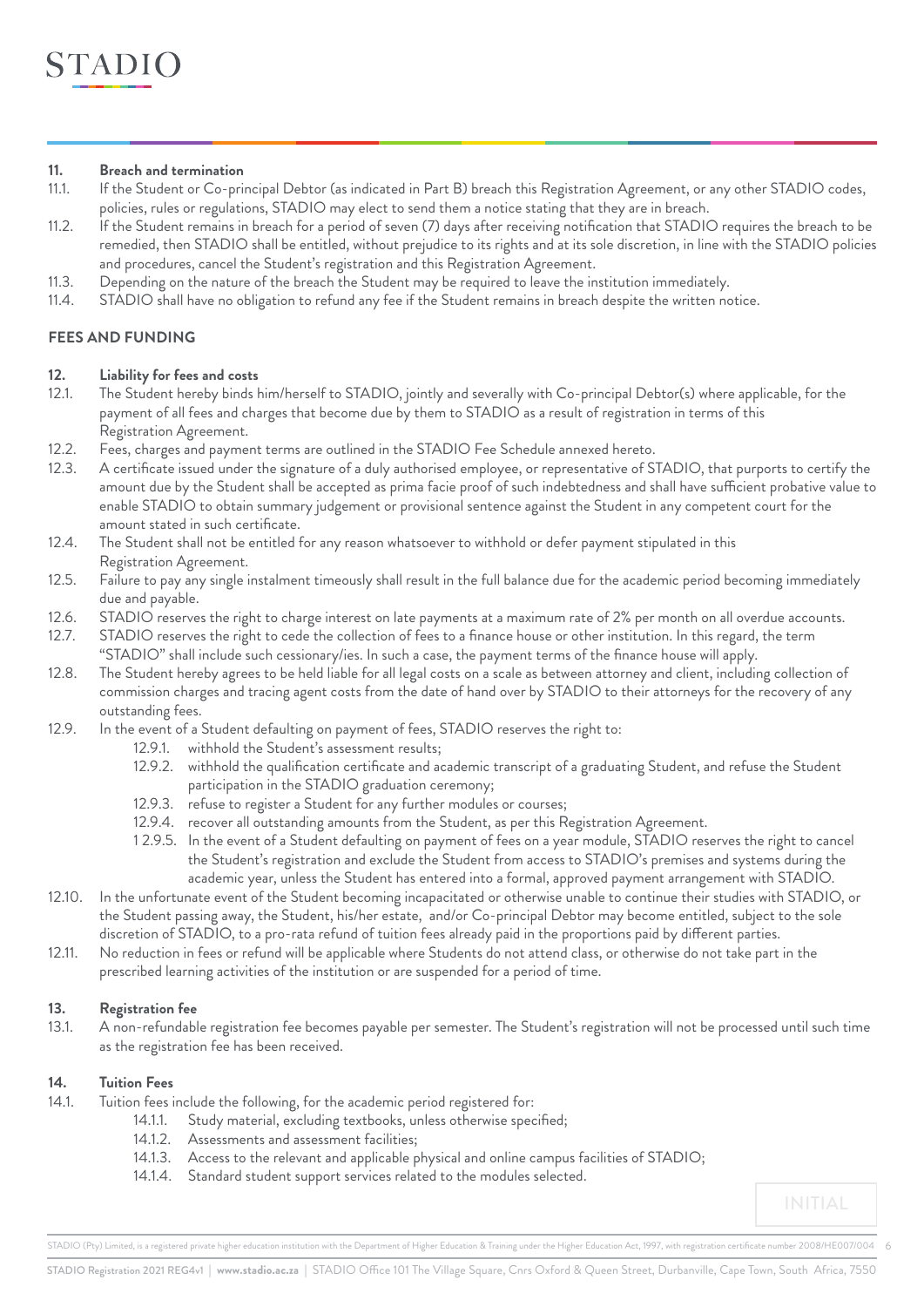## 11. Breach and termination

11.1. If the Student or Co-principal Debtor (as indicated in Part B) breach this Registration Agreement, or any other STADIO codes, policies, rules or regulations, STADIO may elect to send them a notice stating that they are in breach.

11.2. If the Student remains in breach for a period of seven (7) days after receiving notification that STADIO requires the breach to be remedied, then STADIO shall be entitled, without prejudice to its rights and at its sole discretion, in line with the STADIO policies and procedures, cancel the Student's registration and this Registration Agreement.

11.3. Depending on the nature of the breach the Student may be required to leave the institution immediately.

11.4. STADIO shall have no obligation to refund any fee if the Student remains in breach despite the written notice.

# FEES AND FUNDING

## 12. Liability for fees and costs

12.1. The Student hereby binds him/herself to STADIO, jointly and severally with Co-principal Debtor(s) where applicable, for the payment of all fees and charges that become due by them to STADIO as a result of registration in terms of this Registration Agreement.

12.2. Fees, charges and payment terms are outlined in the STADIO Fee Schedule annexed hereto.

12.3. A certificate issued under the signature of a duly authorised employee, or representative of STADIO, that purports to certify the amount due by the Student shall be accepted as prima facie proof of such indebtedness and shall have sufficient probative value to enable STADIO to obtain summary judgement or provisional sentence against the Student in any competent court for the amount stated in such certificate.

12.4. The Student shall not be entitled for any reason whatsoever to withhold or defer payment stipulated in this Registration Agreement.

12.5. Failure to pay any single instalment timeously shall result in the full balance due for the academic period becoming immediately due and payable.

12.6. STADIO reserves the right to charge interest on late payments at a maximum rate of 2% per month on all overdue accounts.

12.7. STADIO reserves the right to cede the collection of fees to a finance house or other institution. In this regard, the term "STADIO" shall include such cessionary/ies. In such a case, the payment terms of the finance house will apply.

12.8. The Student hereby agrees to be held liable for all legal costs on a scale as between attorney and client, including collection of commission charges and tracing agent costs from the date of hand over by STADIO to their attorneys for the recovery of any outstanding fees.

12.9. In the event of a Student defaulting on payment of fees, STADIO reserves the right to:

- 12.9.1. withhold the Student's assessment results;
- 12.9.2. withhold the qualification certificate and academic transcript of a graduating Student, and refuse the Student participation in the STADIO graduation ceremony;
- 12.9.3. refuse to register a Student for any further modules or courses;
- 12.9.4. recover all outstanding amounts from the Student, as per this Registration Agreement.
- 1 2.9.5. In the event of a Student defaulting on payment of fees on a year module, STADIO reserves the right to cancel the Student's registration and exclude the Student from access to STADIO's premises and systems during the academic year, unless the Student has entered into a formal, approved payment arrangement with STADIO.

12.10. In the unfortunate event of the Student becoming incapacitated or otherwise unable to continue their studies with STADIO, or the Student passing away, the Student, his/her estate, and/or Co-principal Debtor may become entitled, subject to the sole discretion of STADIO, to a pro-rata refund of tuition fees already paid in the proportions paid by different parties.

12.11. No reduction in fees or refund will be applicable where Students do not attend class, or otherwise do not take part in the prescribed learning activities of the institution or are suspended for a period of time.

## 13. Registration fee

13.1. A non-refundable registration fee becomes payable per semester. The Student's registration will not be processed until such time as the registration fee has been received.

## 14. Tuition Fees

14.1. Tuition fees include the following, for the academic period registered for:

- 14.1.1. Study material, excluding textbooks, unless otherwise specified;
- 14.1.2. Assessments and assessment facilities;
- 14.1.3. Access to the relevant and applicable physical and online campus facilities of STADIO;
- 14.1.4. Standard student support services related to the modules selected.

INITIAL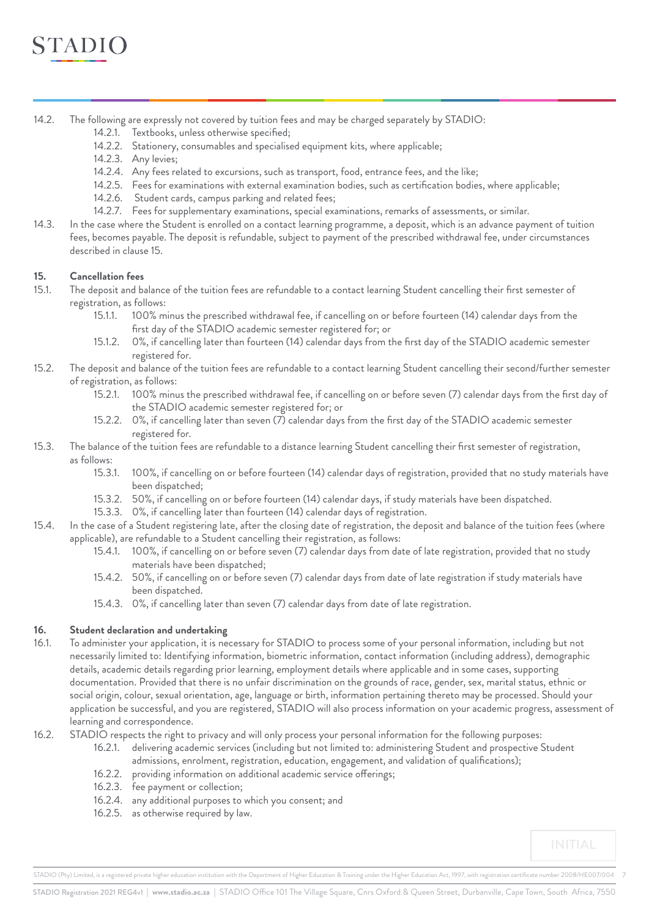14.2. The following are expressly not covered by tuition fees and may be charged separately by STADIO:

- 14.2.1. Textbooks, unless otherwise specified;
- 14.2.2. Stationery, consumables and specialised equipment kits, where applicable;
- 14.2.3. Any levies;
- 14.2.4. Any fees related to excursions, such as transport, food, entrance fees, and the like;
- 14.2.5. Fees for examinations with external examination bodies, such as certification bodies, where applicable;
- 14.2.6. Student cards, campus parking and related fees;
- 14.2.7. Fees for supplementary examinations, special examinations, remarks of assessments, or similar.

14.3. In the case where the Student is enrolled on a contact learning programme, a deposit, which is an advance payment of tuition fees, becomes payable. The deposit is refundable, subject to payment of the prescribed withdrawal fee, under circumstances described in clause 15.

## 15. Cancellation fees

15.1. The deposit and balance of the tuition fees are refundable to a contact learning Student cancelling their first semester of registration, as follows:

- 15.1.1. 100% minus the prescribed withdrawal fee, if cancelling on or before fourteen (14) calendar days from the first day of the STADIO academic semester registered for; or
- 15.1.2. 0%, if cancelling later than fourteen (14) calendar days from the first day of the STADIO academic semester registered for.

15.2. The deposit and balance of the tuition fees are refundable to a contact learning Student cancelling their second/further semester of registration, as follows:

- 15.2.1. 100% minus the prescribed withdrawal fee, if cancelling on or before seven (7) calendar days from the first day of the STADIO academic semester registered for; or
- 15.2.2. 0%, if cancelling later than seven (7) calendar days from the first day of the STADIO academic semester registered for.

15.3. The balance of the tuition fees are refundable to a distance learning Student cancelling their first semester of registration, as follows:

- 15.3.1. 100%, if cancelling on or before fourteen (14) calendar days of registration, provided that no study materials have been dispatched;
- 15.3.2. 50%, if cancelling on or before fourteen (14) calendar days, if study materials have been dispatched.
- 15.3.3. 0%, if cancelling later than fourteen (14) calendar days of registration.

15.4. In the case of a Student registering late, after the closing date of registration, the deposit and balance of the tuition fees (where applicable), are refundable to a Student cancelling their registration, as follows:

- 15.4.1. 100%, if cancelling on or before seven (7) calendar days from date of late registration, provided that no study materials have been dispatched;
- 15.4.2. 50%, if cancelling on or before seven (7) calendar days from date of late registration if study materials have been dispatched.
- 15.4.3. 0%, if cancelling later than seven (7) calendar days from date of late registration.

## 16. Student declaration and undertaking

16.1. To administer your application, it is necessary for STADIO to process some of your personal information, including but not necessarily limited to: Identifying information, biometric information, contact information (including address), demographic details, academic details regarding prior learning, employment details where applicable and in some cases, supporting documentation. Provided that there is no unfair discrimination on the grounds of race, gender, sex, marital status, ethnic or social origin, colour, sexual orientation, age, language or birth, information pertaining thereto may be processed. Should your application be successful, and you are registered, STADIO will also process information on your academic progress, assessment of learning and correspondence.

16.2. STADIO respects the right to privacy and will only process your personal information for the following purposes:

- 16.2.1. delivering academic services (including but not limited to: administering Student and prospective Student admissions, enrolment, registration, education, engagement, and validation of qualifications);
- 16.2.2. providing information on additional academic service offerings;
- 16.2.3. fee payment or collection;
- 16.2.4. any additional purposes to which you consent; and
- 16.2.5. as otherwise required by law.

INITIAL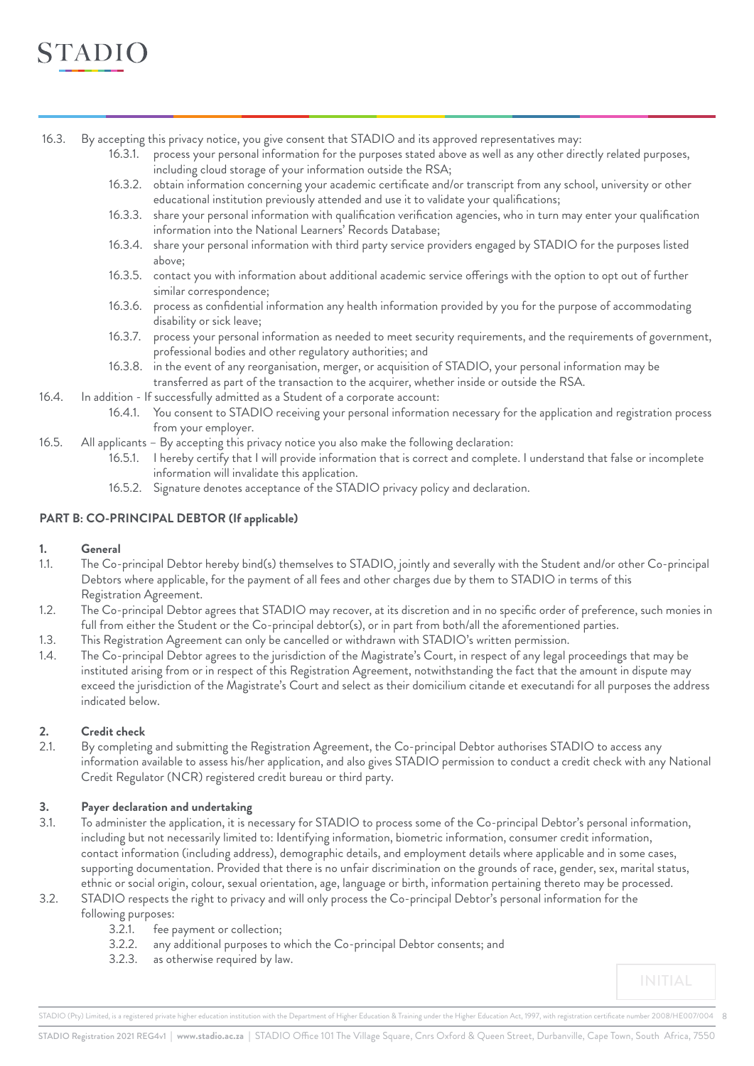16.3. By accepting this privacy notice, you give consent that STADIO and its approved representatives may:

- 16.3.1. process your personal information for the purposes stated above as well as any other directly related purposes, including cloud storage of your information outside the RSA;
- 16.3.2. obtain information concerning your academic certificate and/or transcript from any school, university or other educational institution previously attended and use it to validate your qualifications;
- 16.3.3. share your personal information with qualification verification agencies, who in turn may enter your qualification information into the National Learners' Records Database;
- 16.3.4. share your personal information with third party service providers engaged by STADIO for the purposes listed above;
- 16.3.5. contact you with information about additional academic service offerings with the option to opt out of further similar correspondence;
- 16.3.6. process as confidential information any health information provided by you for the purpose of accommodating disability or sick leave;
- 16.3.7. process your personal information as needed to meet security requirements, and the requirements of government, professional bodies and other regulatory authorities; and
- 16.3.8. in the event of any reorganisation, merger, or acquisition of STADIO, your personal information may be transferred as part of the transaction to the acquirer, whether inside or outside the RSA.

16.4. In addition - If successfully admitted as a Student of a corporate account:

- 16.4.1. You consent to STADIO receiving your personal information necessary for the application and registration process from your employer.

16.5. All applicants – By accepting this privacy notice you also make the following declaration:

- 16.5.1. I hereby certify that I will provide information that is correct and complete. I understand that false or incomplete information will invalidate this application.
- 16.5.2. Signature denotes acceptance of the STADIO privacy policy and declaration.

## PART B: CO-PRINCIPAL DEBTOR (If applicable)

### 1. General

1.1. The Co-principal Debtor hereby bind(s) themselves to STADIO, jointly and severally with the Student and/or other Co-principal Debtors where applicable, for the payment of all fees and other charges due by them to STADIO in terms of this Registration Agreement.

1.2. The Co-principal Debtor agrees that STADIO may recover, at its discretion and in no specific order of preference, such monies in full from either the Student or the Co-principal debtor(s), or in part from both/all the aforementioned parties.

1.3. This Registration Agreement can only be cancelled or withdrawn with STADIO's written permission.

1.4. The Co-principal Debtor agrees to the jurisdiction of the Magistrate's Court, in respect of any legal proceedings that may be instituted arising from or in respect of this Registration Agreement, notwithstanding the fact that the amount in dispute may exceed the jurisdiction of the Magistrate's Court and select as their domicilium citande et executandi for all purposes the address indicated below.

### 2. Credit check

2.1. By completing and submitting the Registration Agreement, the Co-principal Debtor authorises STADIO to access any information available to assess his/her application, and also gives STADIO permission to conduct a credit check with any National Credit Regulator (NCR) registered credit bureau or third party.

### 3. Payer declaration and undertaking

3.1. To administer the application, it is necessary for STADIO to process some of the Co-principal Debtor's personal information, including but not necessarily limited to: Identifying information, biometric information, consumer credit information, contact information (including address), demographic details, and employment details where applicable and in some cases, supporting documentation. Provided that there is no unfair discrimination on the grounds of race, gender, sex, marital status, ethnic or social origin, colour, sexual orientation, age, language or birth, information pertaining thereto may be processed.

3.2. STADIO respects the right to privacy and will only process the Co-principal Debtor's personal information for the following purposes:

- 3.2.1. fee payment or collection;
- 3.2.2. any additional purposes to which the Co-principal Debtor consents; and
- 3.2.3. as otherwise required by law.

INITIAL